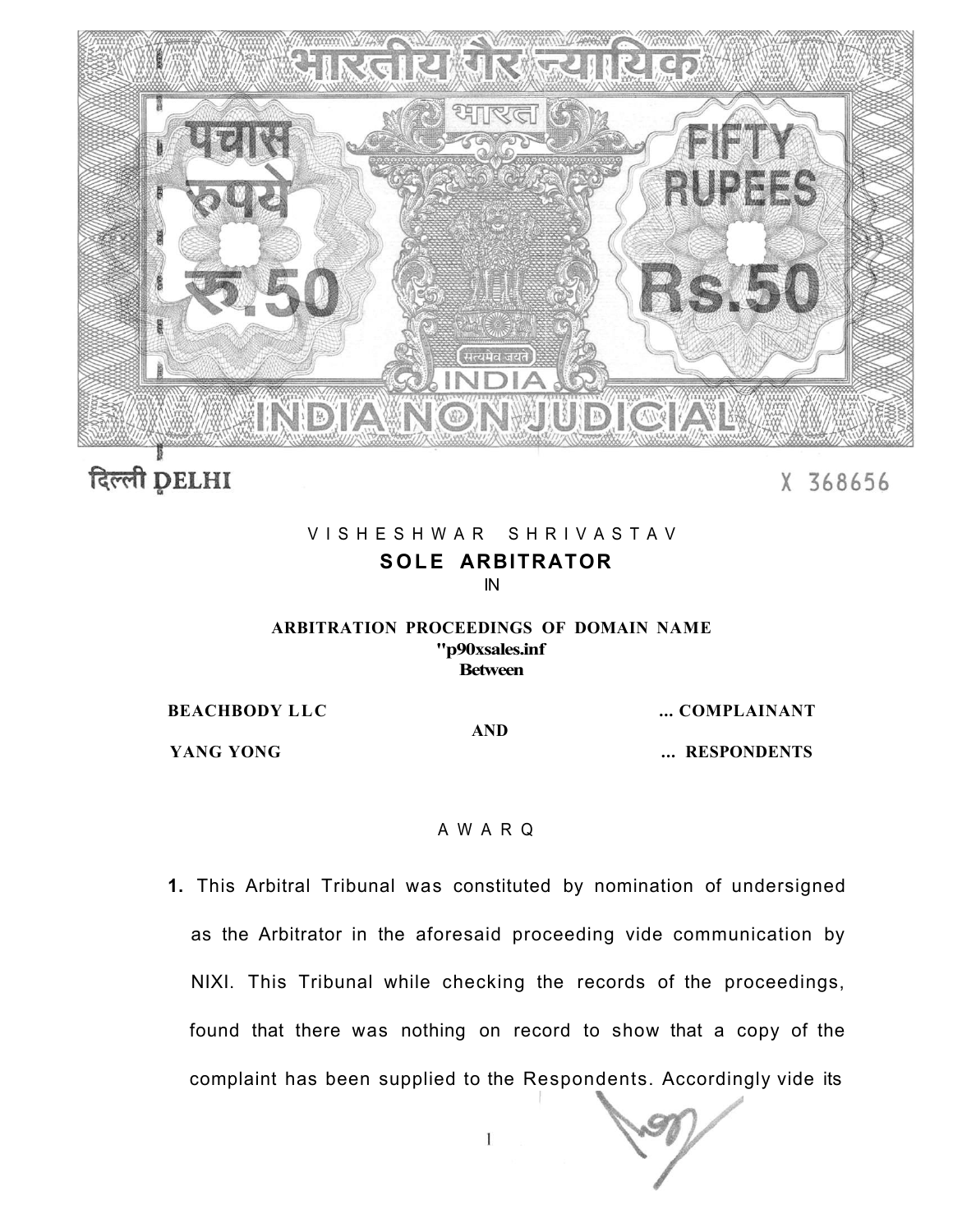भारतीय गैर न्यायिक

भारत

पचास रुपये रु.50

FIFTY RUPEES Rs.50

सत्यमेव जयते

INDIA

INDIA NON JUDICIAL

दिल्ली DELHI

X 368656

VISHESHWAR SHRIVASTAV

**SOLE ARBITRATOR**

IN

**ARBITRATION PROCEEDINGS OF DOMAIN NAME**
**"p90xsales.inf**
**Between**

**BEACHBODY LLC** ... **COMPLAINANT**

**AND**

**YANG YONG** ... **RESPONDENTS**

AWARQ

**1.** This Arbitral Tribunal was constituted by nomination of undersigned as the Arbitrator in the aforesaid proceeding vide communication by NIXI. This Tribunal while checking the records of the proceedings, found that there was nothing on record to show that a copy of the complaint has been supplied to the Respondents. Accordingly vide its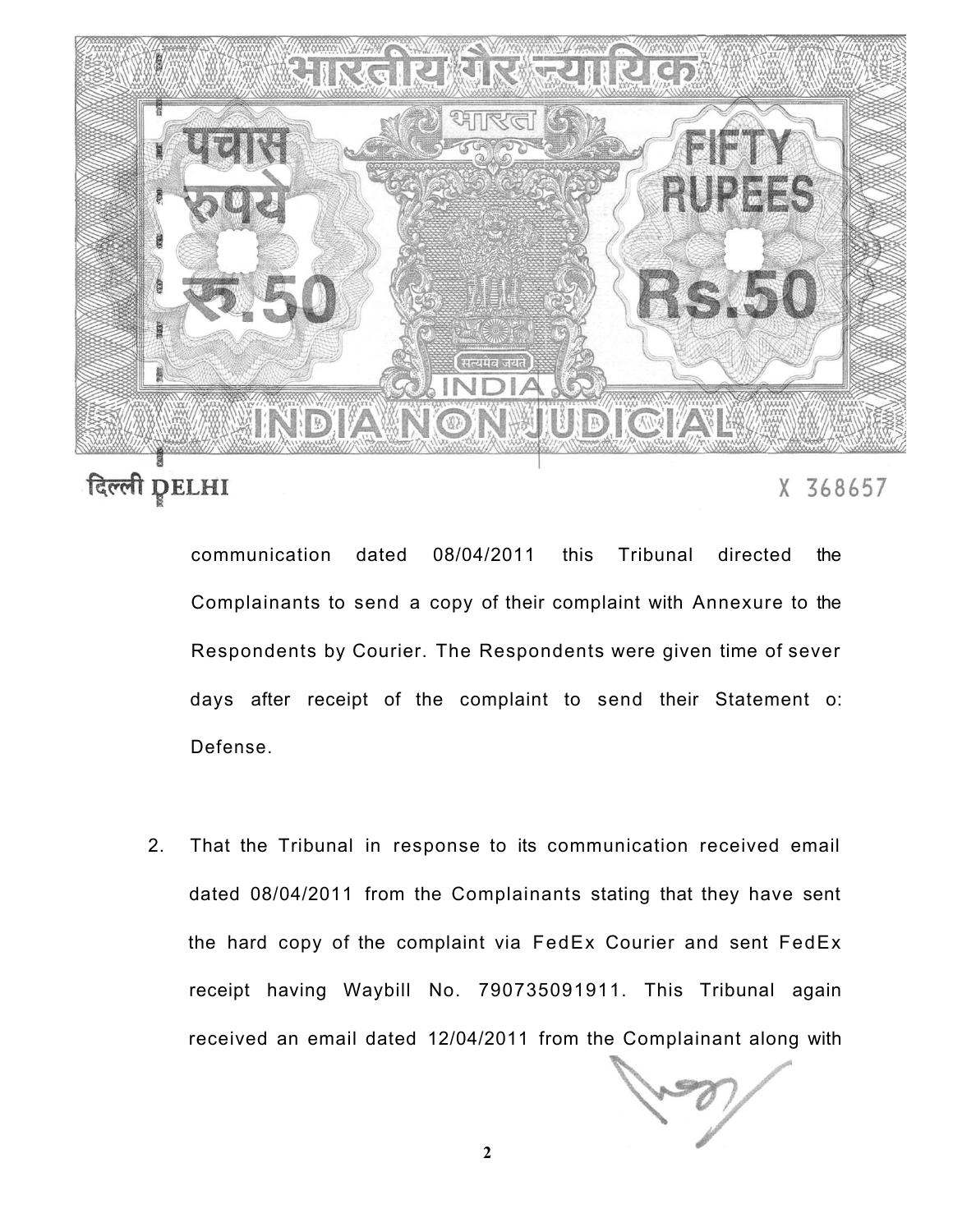भारतीय गैर न्यायिक

भारत

पचास रुपये रु.50

FIFTY RUPEES Rs.50

सत्यमेव जयते

INDIA

INDIA NON JUDICIAL

दिल्ली DELHI

X 368657

communication dated 08/04/2011 this Tribunal directed the Complainants to send a copy of their complaint with Annexure to the Respondents by Courier. The Respondents were given time of sever days after receipt of the complaint to send their Statement o: Defense.

2. That the Tribunal in response to its communication received email dated 08/04/2011 from the Complainants stating that they have sent the hard copy of the complaint via FedEx Courier and sent FedEx receipt having Waybill No. 790735091911. This Tribunal again received an email dated 12/04/2011 from the Complainant along with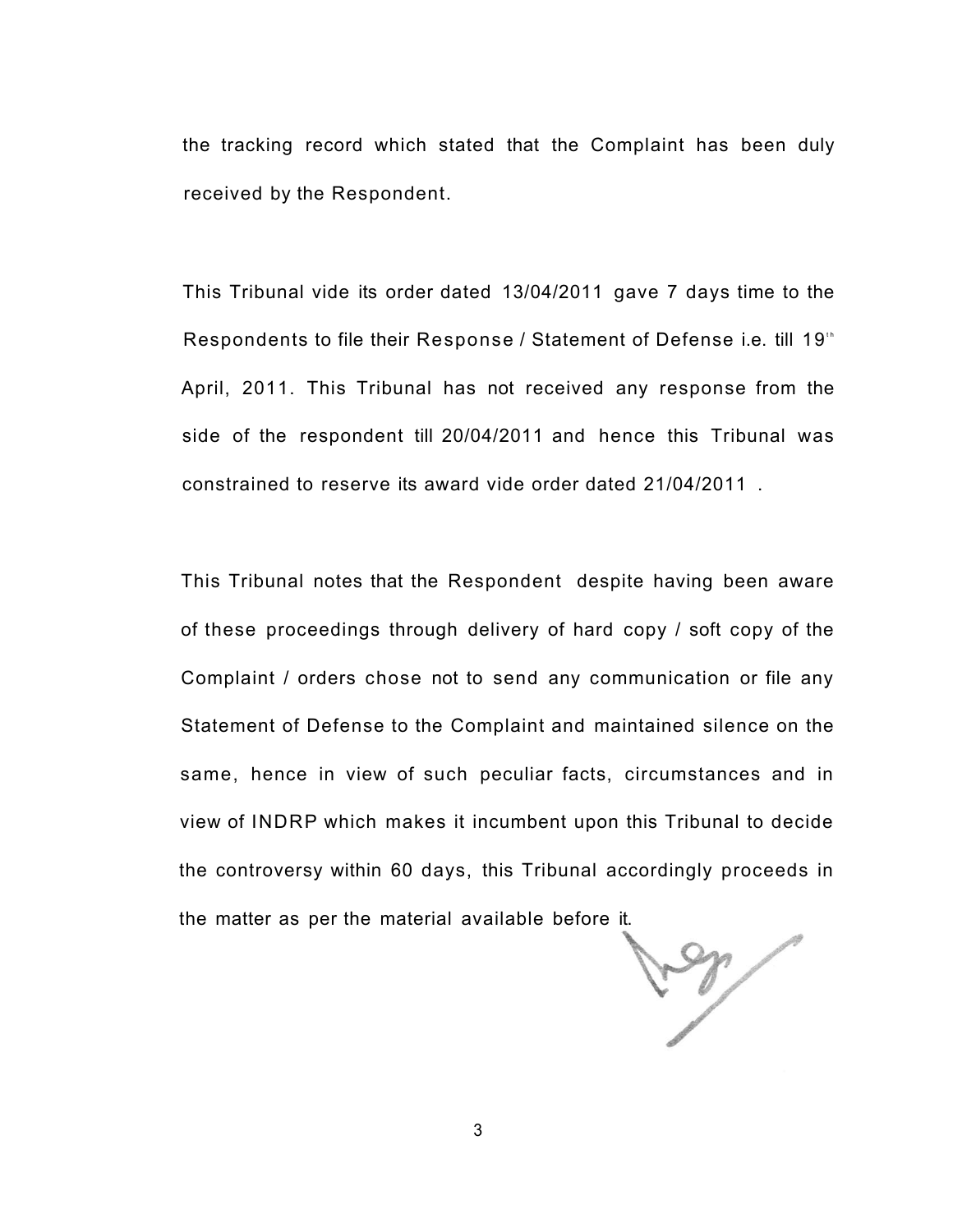the tracking record which stated that the Complaint has been duly received by the Respondent.

This Tribunal vide its order dated 13/04/2011 gave 7 days time to the Respondents to file their Response / Statement of Defense i.e. till 19th April, 2011. This Tribunal has not received any response from the side of the respondent till 20/04/2011 and hence this Tribunal was constrained to reserve its award vide order dated 21/04/2011 .

This Tribunal notes that the Respondent despite having been aware of these proceedings through delivery of hard copy / soft copy of the Complaint / orders chose not to send any communication or file any Statement of Defense to the Complaint and maintained silence on the same, hence in view of such peculiar facts, circumstances and in view of INDRP which makes it incumbent upon this Tribunal to decide the controversy within 60 days, this Tribunal accordingly proceeds in the matter as per the material available before it.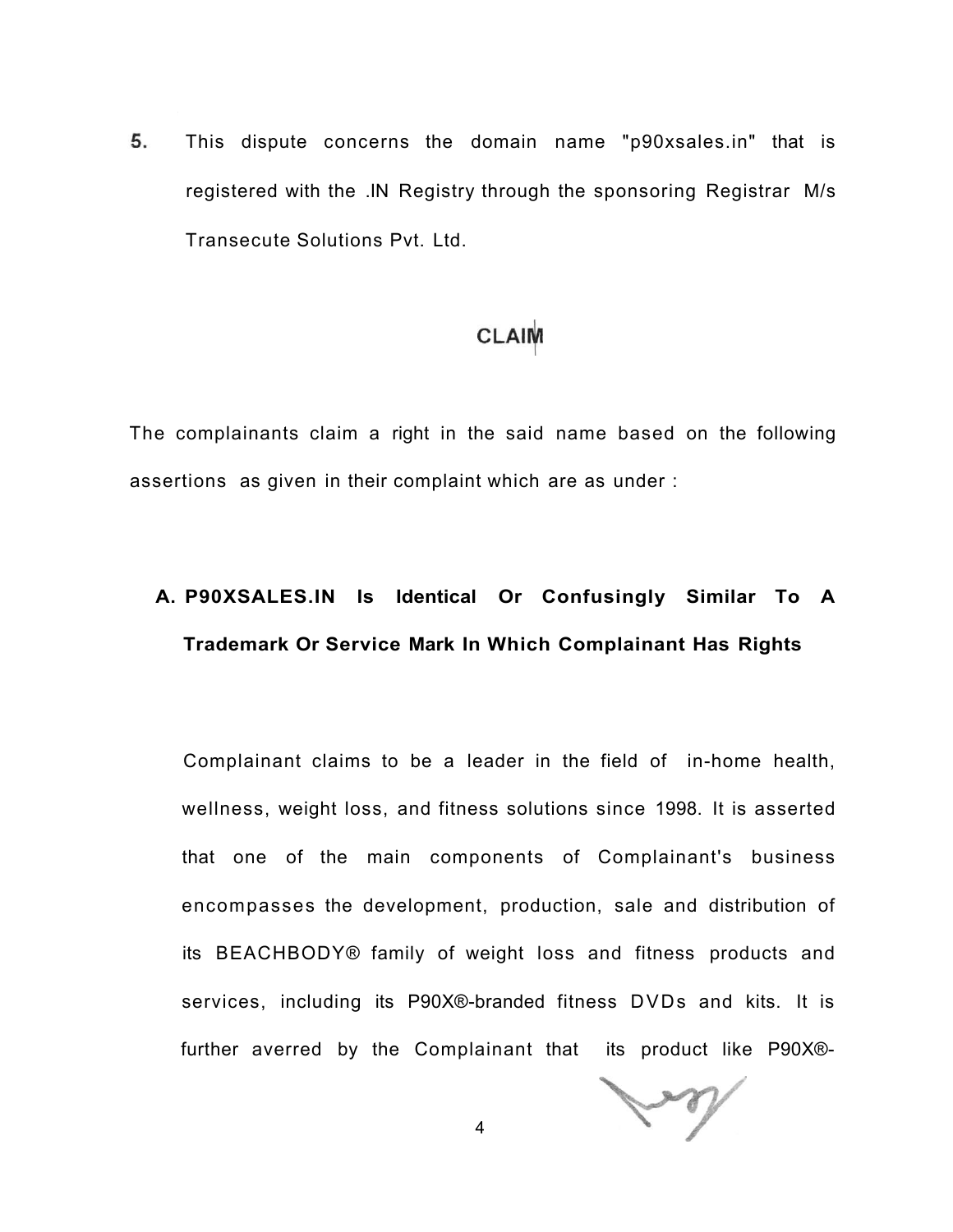5. This dispute concerns the domain name "p90xsales.in" that is registered with the .IN Registry through the sponsoring Registrar M/s Transecute Solutions Pvt. Ltd.

## CLAIM

The complainants claim a right in the said name based on the following assertions as given in their complaint which are as under :

### A. P90XSALES.IN Is Identical Or Confusingly Similar To A Trademark Or Service Mark In Which Complainant Has Rights

Complainant claims to be a leader in the field of in-home health, wellness, weight loss, and fitness solutions since 1998. It is asserted that one of the main components of Complainant's business encompasses the development, production, sale and distribution of its BEACHBODY® family of weight loss and fitness products and services, including its P90X®-branded fitness DVDs and kits. It is further averred by the Complainant that its product like P90X®-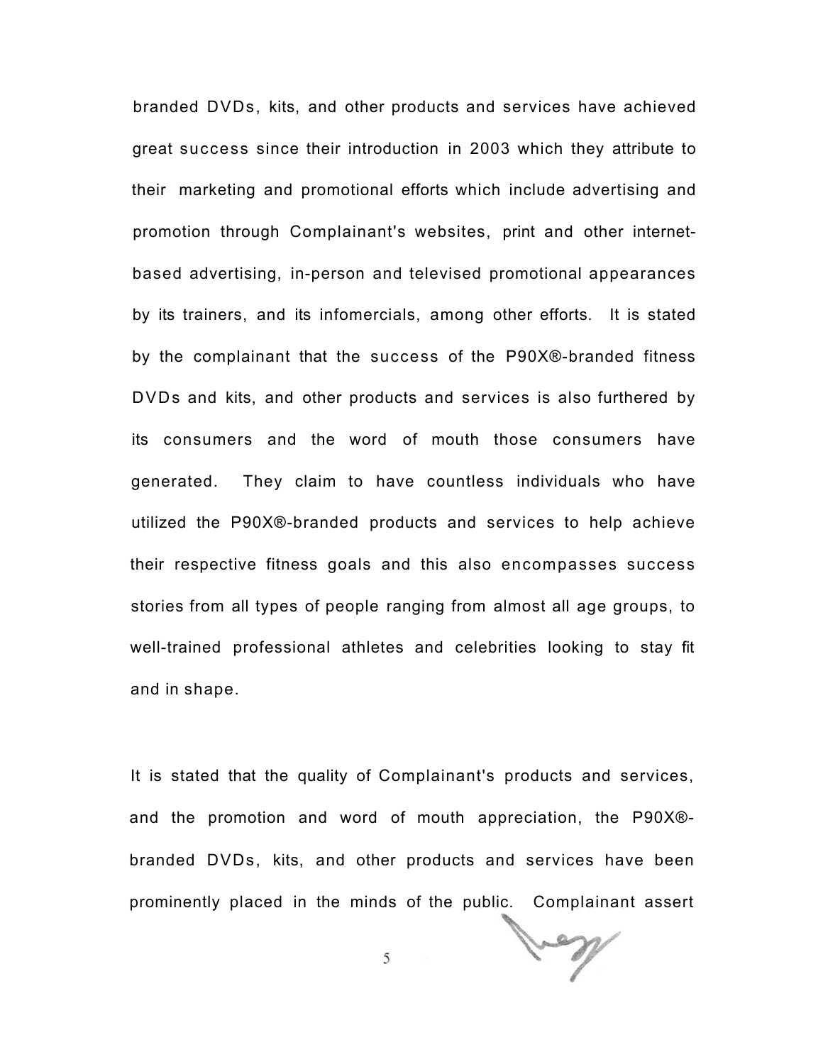branded DVDs, kits, and other products and services have achieved great success since their introduction in 2003 which they attribute to their marketing and promotional efforts which include advertising and promotion through Complainant's websites, print and other internet-based advertising, in-person and televised promotional appearances by its trainers, and its infomercials, among other efforts. It is stated by the complainant that the success of the P90X®-branded fitness DVDs and kits, and other products and services is also furthered by its consumers and the word of mouth those consumers have generated. They claim to have countless individuals who have utilized the P90X®-branded products and services to help achieve their respective fitness goals and this also encompasses success stories from all types of people ranging from almost all age groups, to well-trained professional athletes and celebrities looking to stay fit and in shape.

It is stated that the quality of Complainant's products and services, and the promotion and word of mouth appreciation, the P90X®-branded DVDs, kits, and other products and services have been prominently placed in the minds of the public. Complainant assert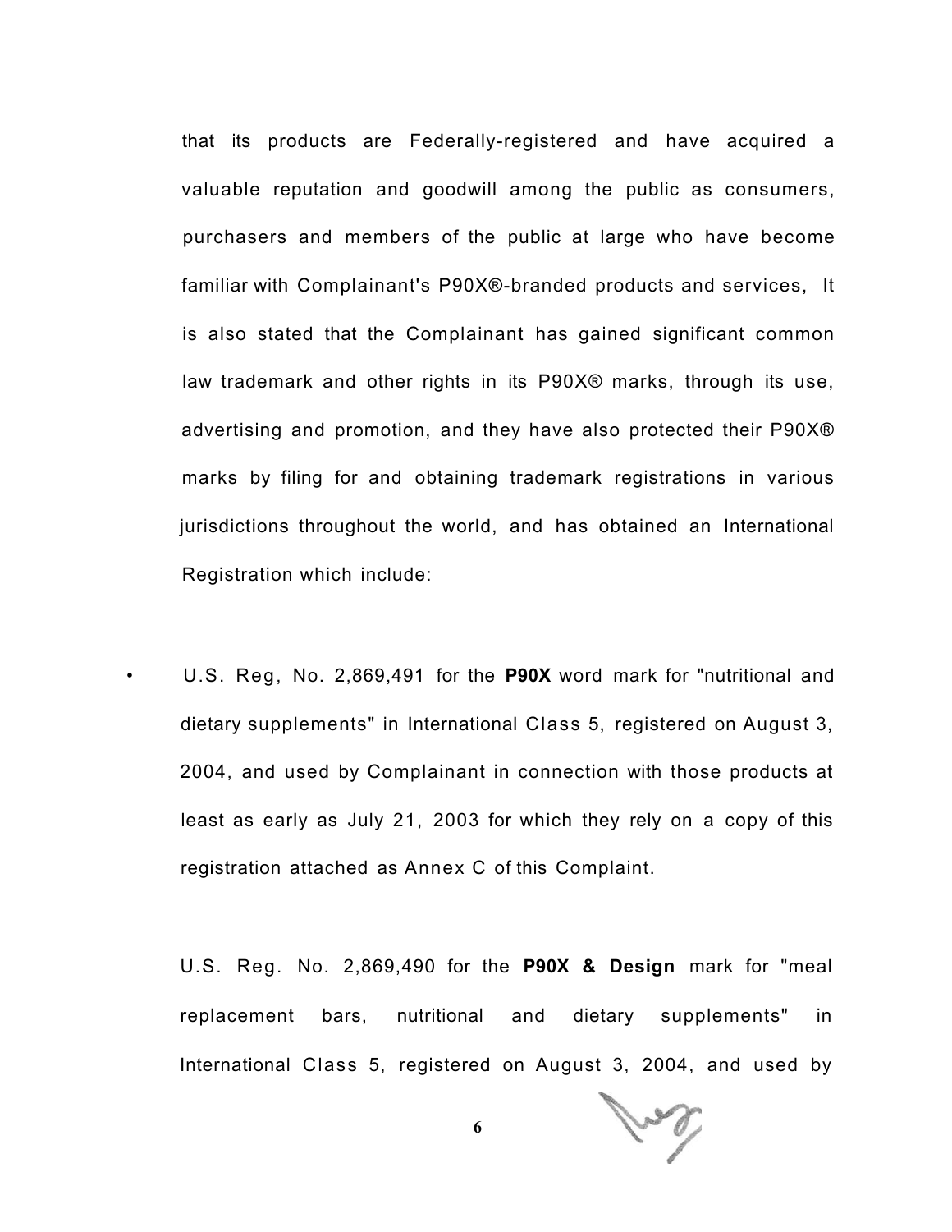that its products are Federally-registered and have acquired a valuable reputation and goodwill among the public as consumers, purchasers and members of the public at large who have become familiar with Complainant's P90X®-branded products and services, It is also stated that the Complainant has gained significant common law trademark and other rights in its P90X® marks, through its use, advertising and promotion, and they have also protected their P90X® marks by filing for and obtaining trademark registrations in various jurisdictions throughout the world, and has obtained an International Registration which include:

- U.S. Reg, No. 2,869,491 for the **P90X** word mark for "nutritional and dietary supplements" in International Class 5, registered on August 3, 2004, and used by Complainant in connection with those products at least as early as July 21, 2003 for which they rely on a copy of this registration attached as Annex C of this Complaint.

U.S. Reg. No. 2,869,490 for the **P90X & Design** mark for "meal replacement bars, nutritional and dietary supplements" in International Class 5, registered on August 3, 2004, and used by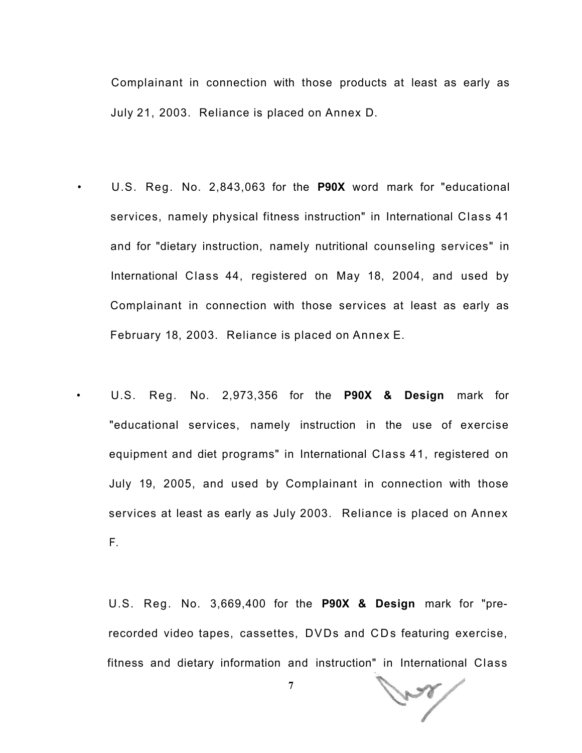Complainant in connection with those products at least as early as July 21, 2003. Reliance is placed on Annex D.

- U.S. Reg. No. 2,843,063 for the **P90X** word mark for "educational services, namely physical fitness instruction" in International Class 41 and for "dietary instruction, namely nutritional counseling services" in International Class 44, registered on May 18, 2004, and used by Complainant in connection with those services at least as early as February 18, 2003. Reliance is placed on Annex E.

- U.S. Reg. No. 2,973,356 for the **P90X & Design** mark for "educational services, namely instruction in the use of exercise equipment and diet programs" in International Class 41, registered on July 19, 2005, and used by Complainant in connection with those services at least as early as July 2003. Reliance is placed on Annex F.

U.S. Reg. No. 3,669,400 for the **P90X & Design** mark for "pre-recorded video tapes, cassettes, DVDs and CDs featuring exercise, fitness and dietary information and instruction" in International Class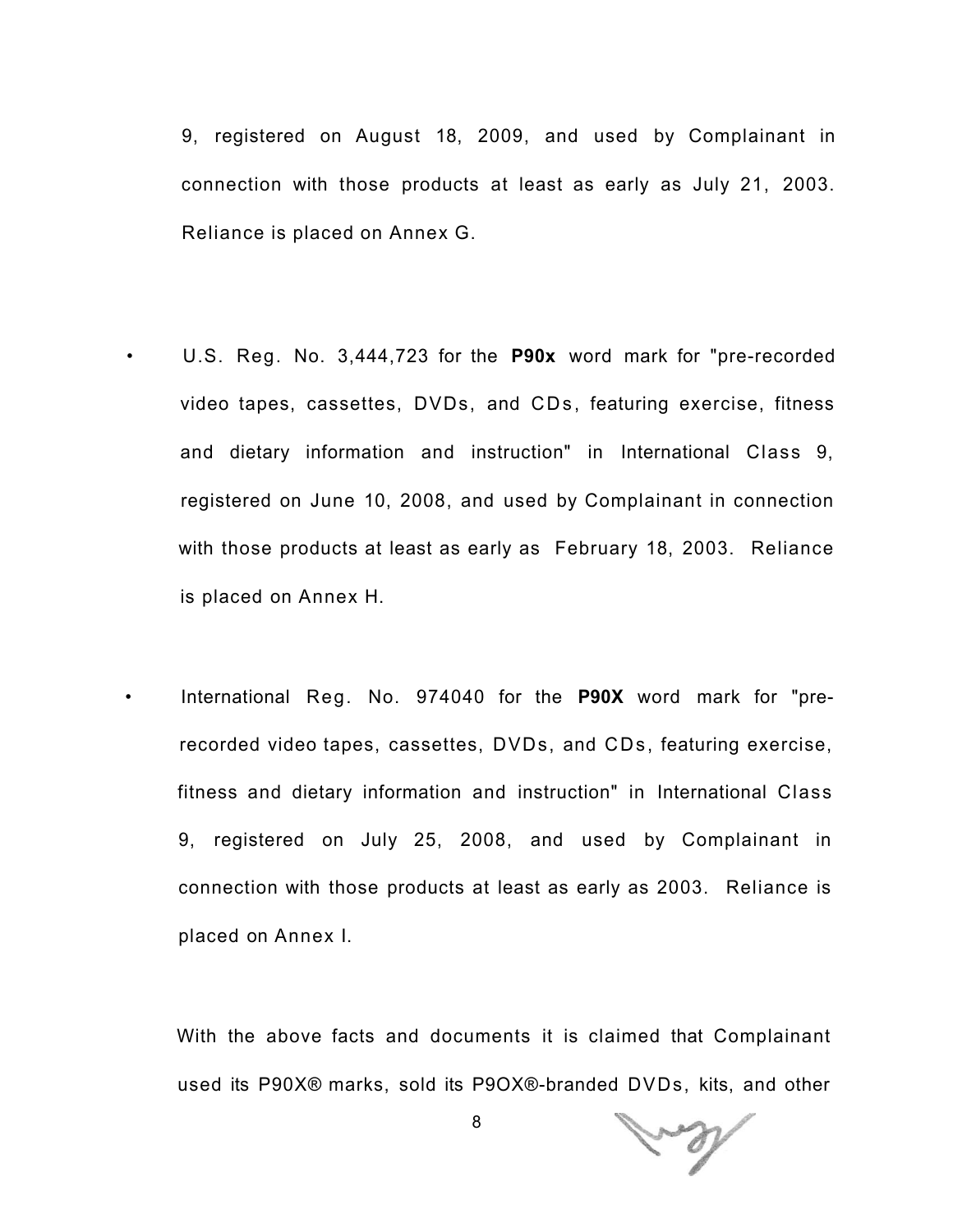9, registered on August 18, 2009, and used by Complainant in connection with those products at least as early as July 21, 2003. Reliance is placed on Annex G.

- U.S. Reg. No. 3,444,723 for the **P90x** word mark for "pre-recorded video tapes, cassettes, DVDs, and CDs, featuring exercise, fitness and dietary information and instruction" in International Class 9, registered on June 10, 2008, and used by Complainant in connection with those products at least as early as February 18, 2003. Reliance is placed on Annex H.

- International Reg. No. 974040 for the **P90X** word mark for "pre-recorded video tapes, cassettes, DVDs, and CDs, featuring exercise, fitness and dietary information and instruction" in International Class 9, registered on July 25, 2008, and used by Complainant in connection with those products at least as early as 2003. Reliance is placed on Annex I.

With the above facts and documents it is claimed that Complainant used its P90X® marks, sold its P9OX®-branded DVDs, kits, and other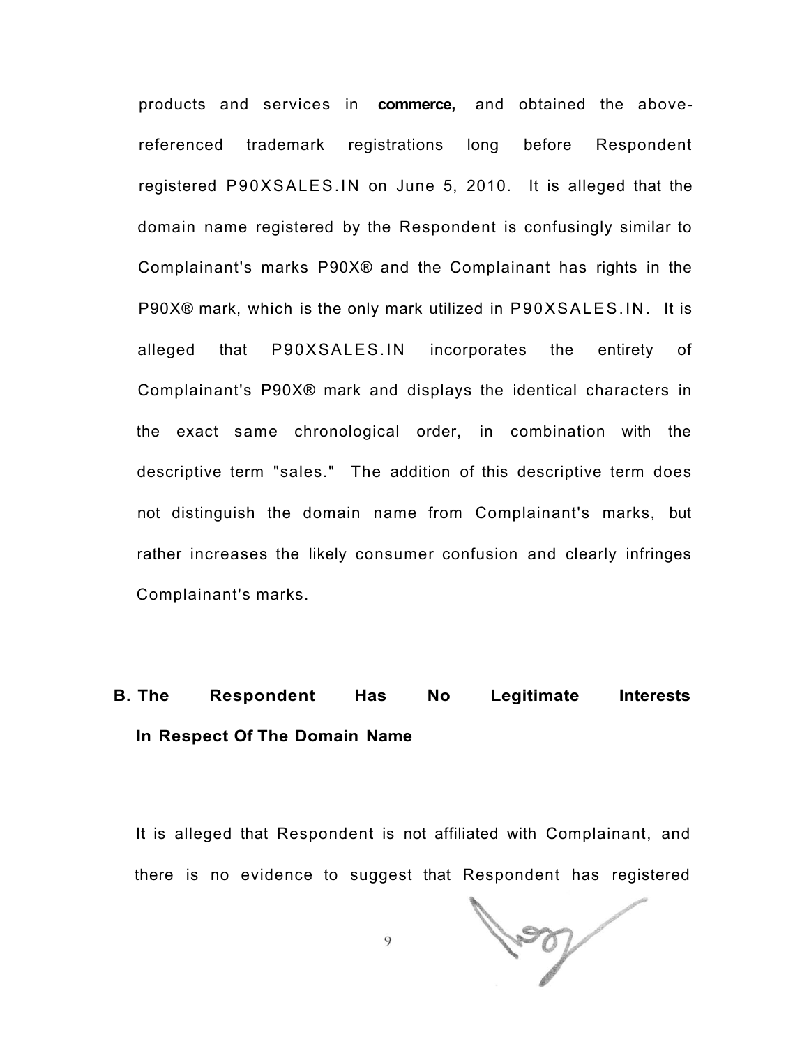products and services in **commerce,** and obtained the above-referenced trademark registrations long before Respondent registered P90XSALES.IN on June 5, 2010. It is alleged that the domain name registered by the Respondent is confusingly similar to Complainant's marks P90X® and the Complainant has rights in the P90X® mark, which is the only mark utilized in P90XSALES.IN. It is alleged that P90XSALES.IN incorporates the entirety of Complainant's P90X® mark and displays the identical characters in the exact same chronological order, in combination with the descriptive term "sales." The addition of this descriptive term does not distinguish the domain name from Complainant's marks, but rather increases the likely consumer confusion and clearly infringes Complainant's marks.

**B. The Respondent Has No Legitimate Interests In Respect Of The Domain Name**

It is alleged that Respondent is not affiliated with Complainant, and there is no evidence to suggest that Respondent has registered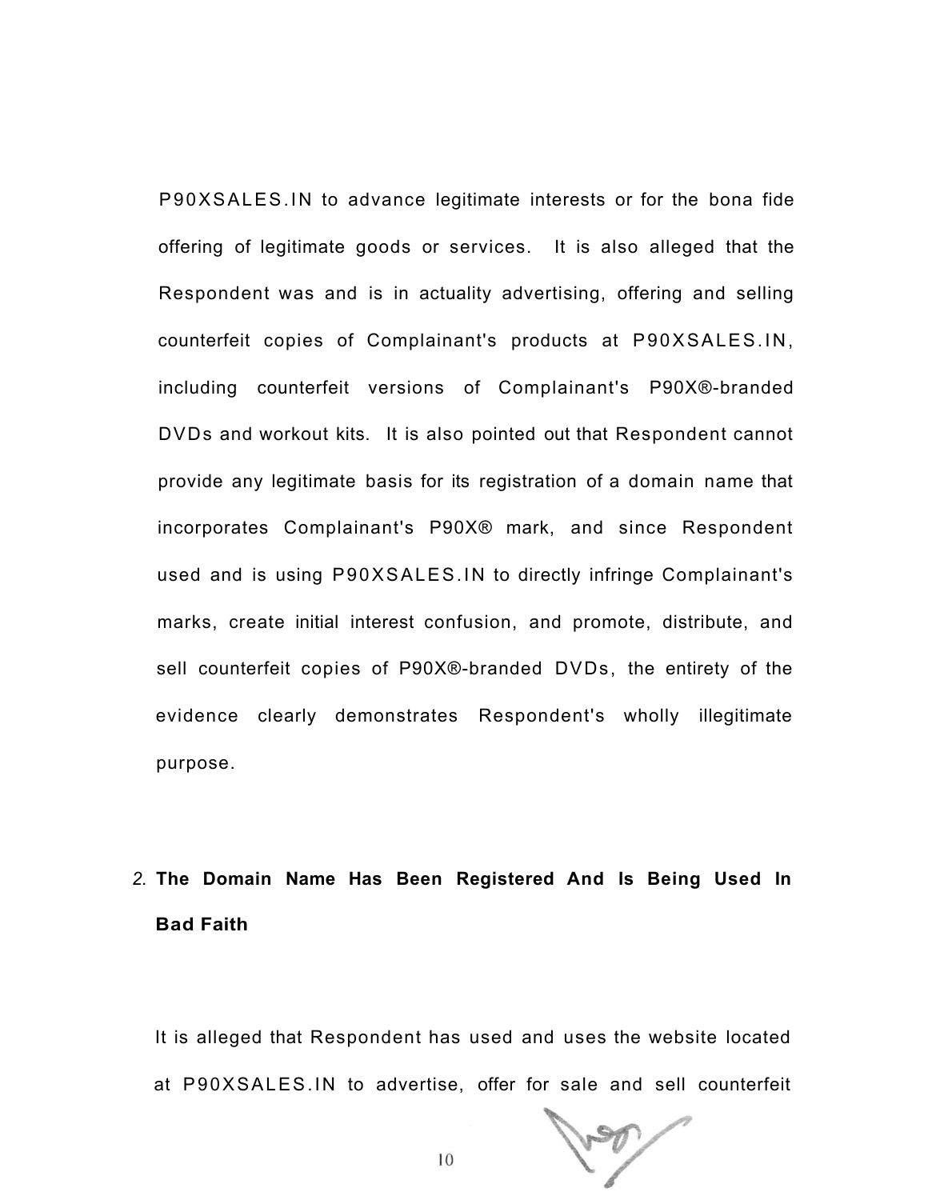P90XSALES.IN to advance legitimate interests or for the bona fide offering of legitimate goods or services. It is also alleged that the Respondent was and is in actuality advertising, offering and selling counterfeit copies of Complainant's products at P90XSALES.IN, including counterfeit versions of Complainant's P90X®-branded DVDs and workout kits. It is also pointed out that Respondent cannot provide any legitimate basis for its registration of a domain name that incorporates Complainant's P90X® mark, and since Respondent used and is using P90XSALES.IN to directly infringe Complainant's marks, create initial interest confusion, and promote, distribute, and sell counterfeit copies of P90X®-branded DVDs, the entirety of the evidence clearly demonstrates Respondent's wholly illegitimate purpose.

2. **The Domain Name Has Been Registered And Is Being Used In Bad Faith**

It is alleged that Respondent has used and uses the website located at P90XSALES.IN to advertise, offer for sale and sell counterfeit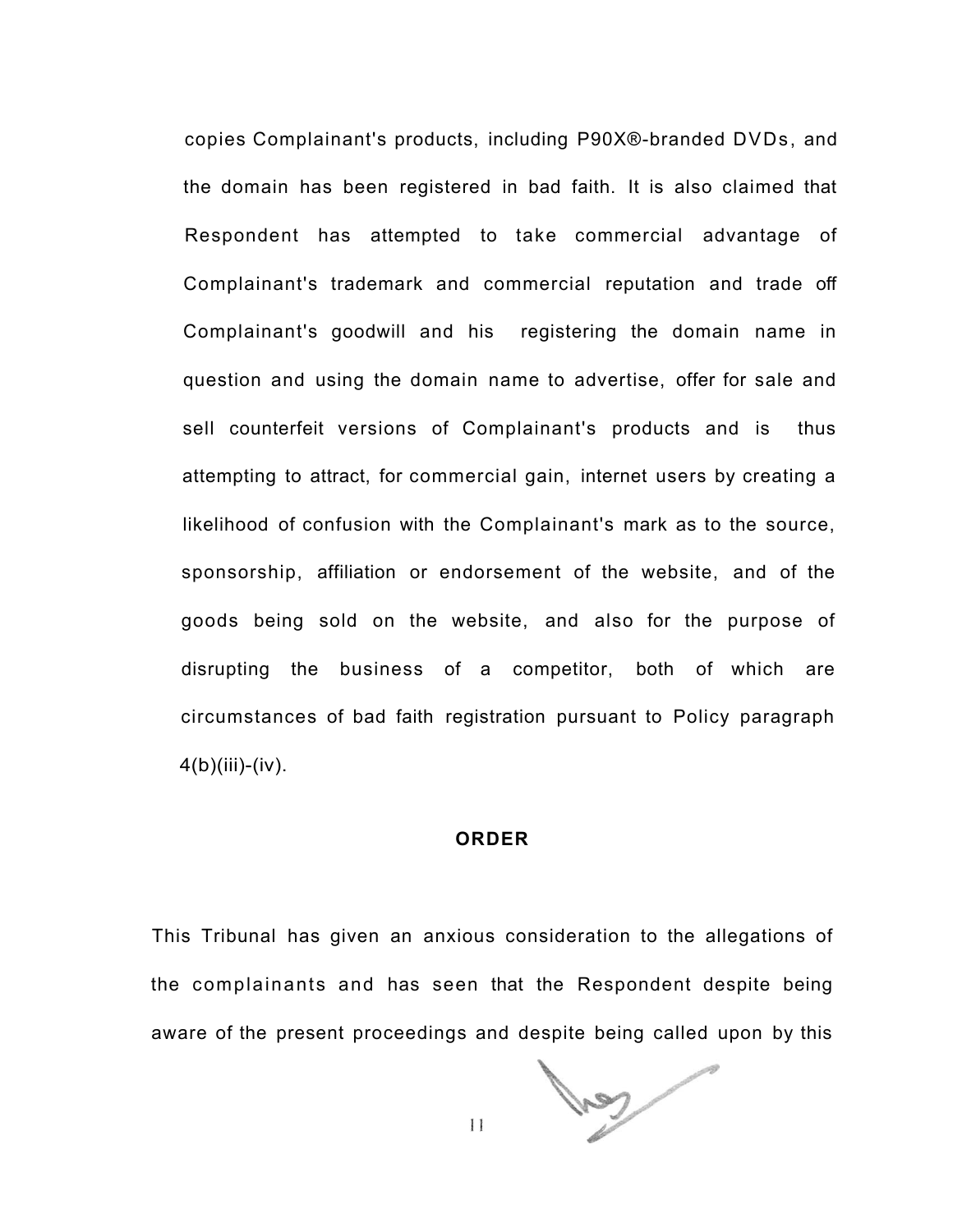copies Complainant's products, including P90X®-branded DVDs, and the domain has been registered in bad faith. It is also claimed that Respondent has attempted to take commercial advantage of Complainant's trademark and commercial reputation and trade off Complainant's goodwill and his registering the domain name in question and using the domain name to advertise, offer for sale and sell counterfeit versions of Complainant's products and is thus attempting to attract, for commercial gain, internet users by creating a likelihood of confusion with the Complainant's mark as to the source, sponsorship, affiliation or endorsement of the website, and of the goods being sold on the website, and also for the purpose of disrupting the business of a competitor, both of which are circumstances of bad faith registration pursuant to Policy paragraph 4(b)(iii)-(iv).

**ORDER**

This Tribunal has given an anxious consideration to the allegations of the complainants and has seen that the Respondent despite being aware of the present proceedings and despite being called upon by this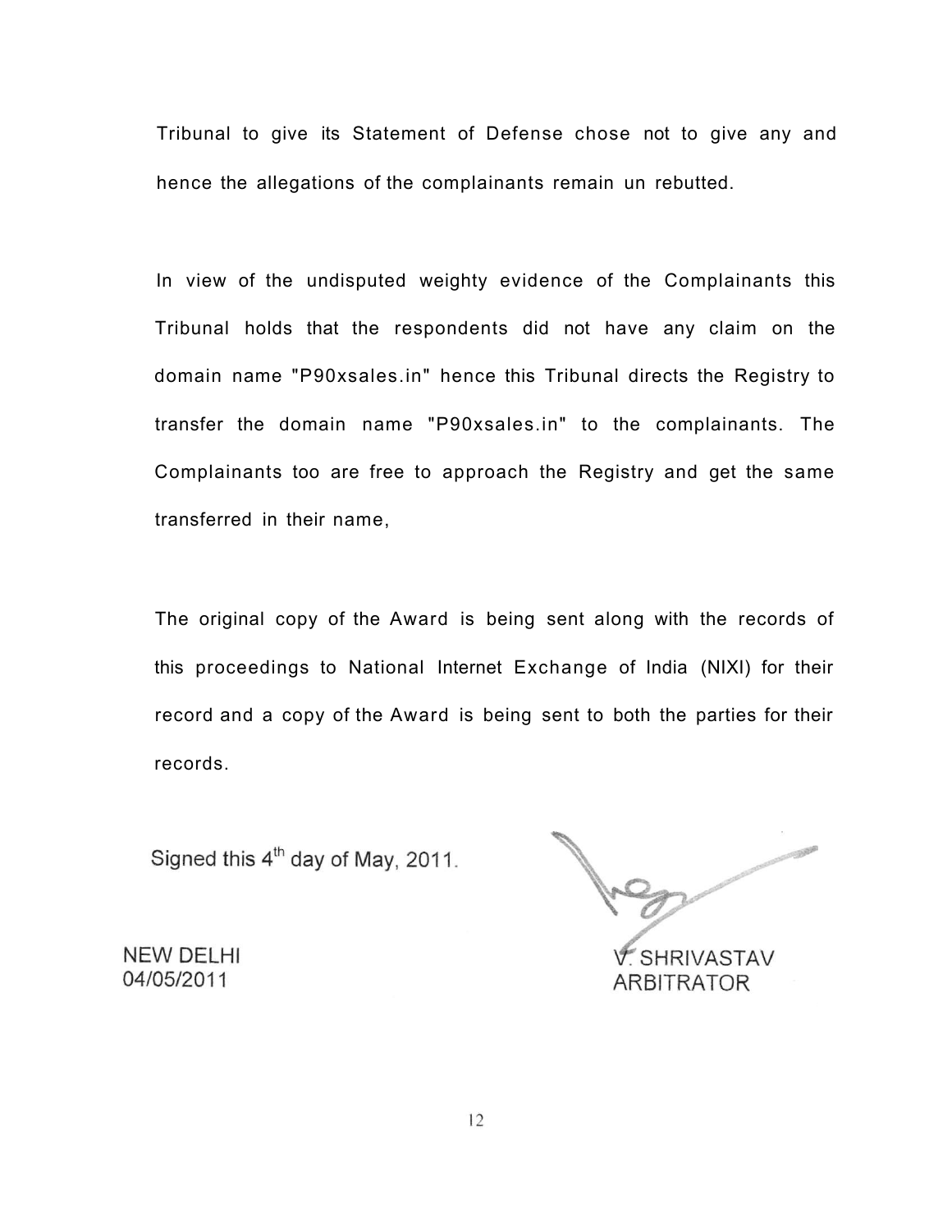Tribunal to give its Statement of Defense chose not to give any and hence the allegations of the complainants remain un rebutted.

In view of the undisputed weighty evidence of the Complainants this Tribunal holds that the respondents did not have any claim on the domain name "P90xsales.in" hence this Tribunal directs the Registry to transfer the domain name "P90xsales.in" to the complainants. The Complainants too are free to approach the Registry and get the same transferred in their name,

The original copy of the Award is being sent along with the records of this proceedings to National Internet Exchange of India (NIXI) for their record and a copy of the Award is being sent to both the parties for their records.

Signed this 4th day of May, 2011.

NEW DELHI
04/05/2011

V. SHRIVASTAV
ARBITRATOR